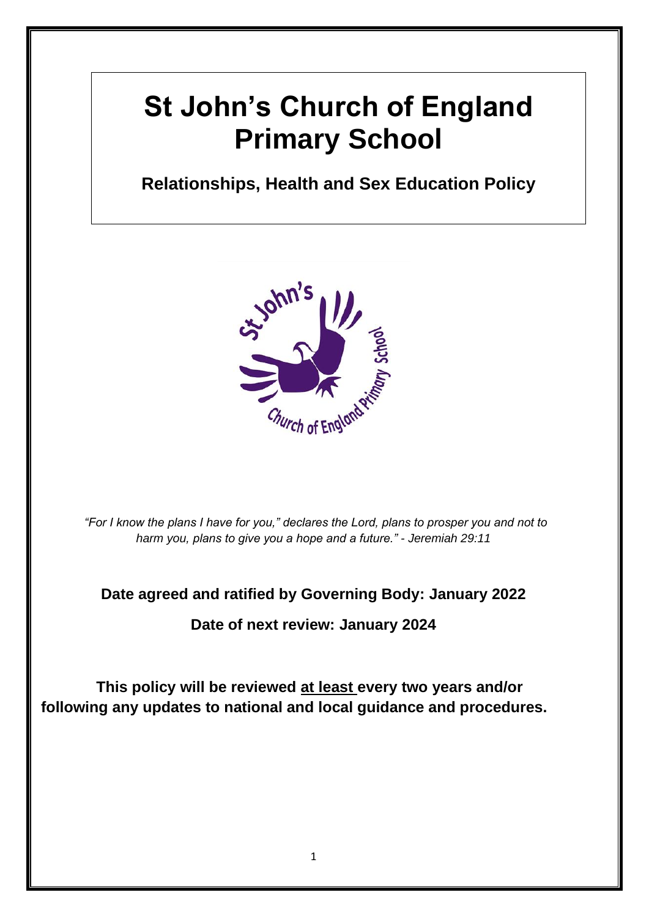# St John's Church of England Primary School

## Relationships, Health and Sex Education Policy

*"For I know the plans I have for you," declares the Lord, plans to prosper you and not to harm you, plans to give you a hope and a future." - Jeremiah 29:11*

**Date agreed and ratified by Governing Body: January 2022**

**Date of next review: January 2024**

**This policy will be reviewed at least every two years and/or following any updates to national and local guidance and procedures.**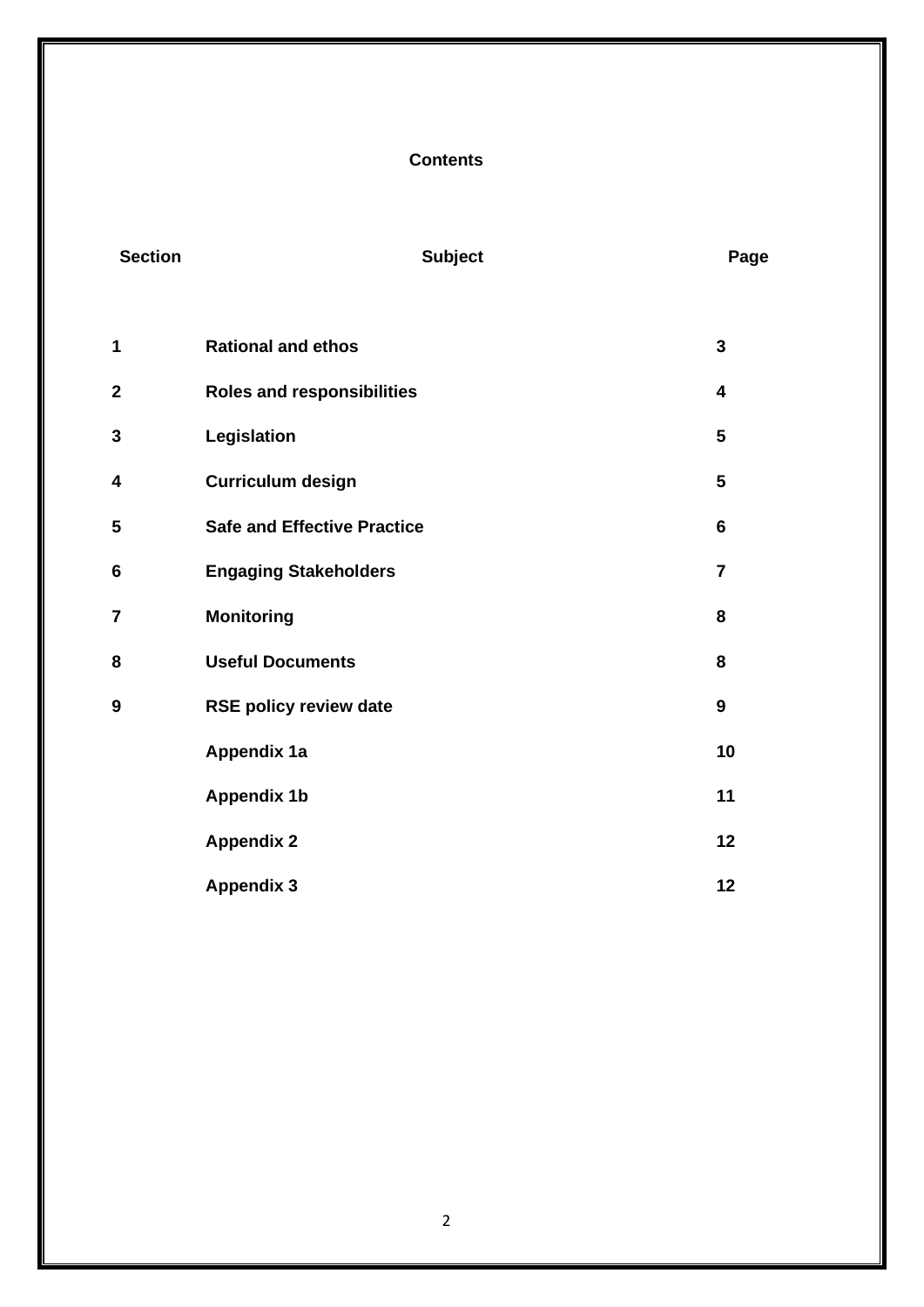**Contents**

| Section | Subject | Page |
|---|---|---|
| 1 | **Rational and ethos** | 3 |
| 2 | **Roles and responsibilities** | 4 |
| 3 | **Legislation** | 5 |
| 4 | **Curriculum design** | 5 |
| 5 | **Safe and Effective Practice** | 6 |
| 6 | **Engaging Stakeholders** | 7 |
| 7 | **Monitoring** | 8 |
| 8 | **Useful Documents** | 8 |
| 9 | **RSE policy review date** | 9 |
| | **Appendix 1a** | 10 |
| | **Appendix 1b** | 11 |
| | **Appendix 2** | 12 |
| | **Appendix 3** | 12 |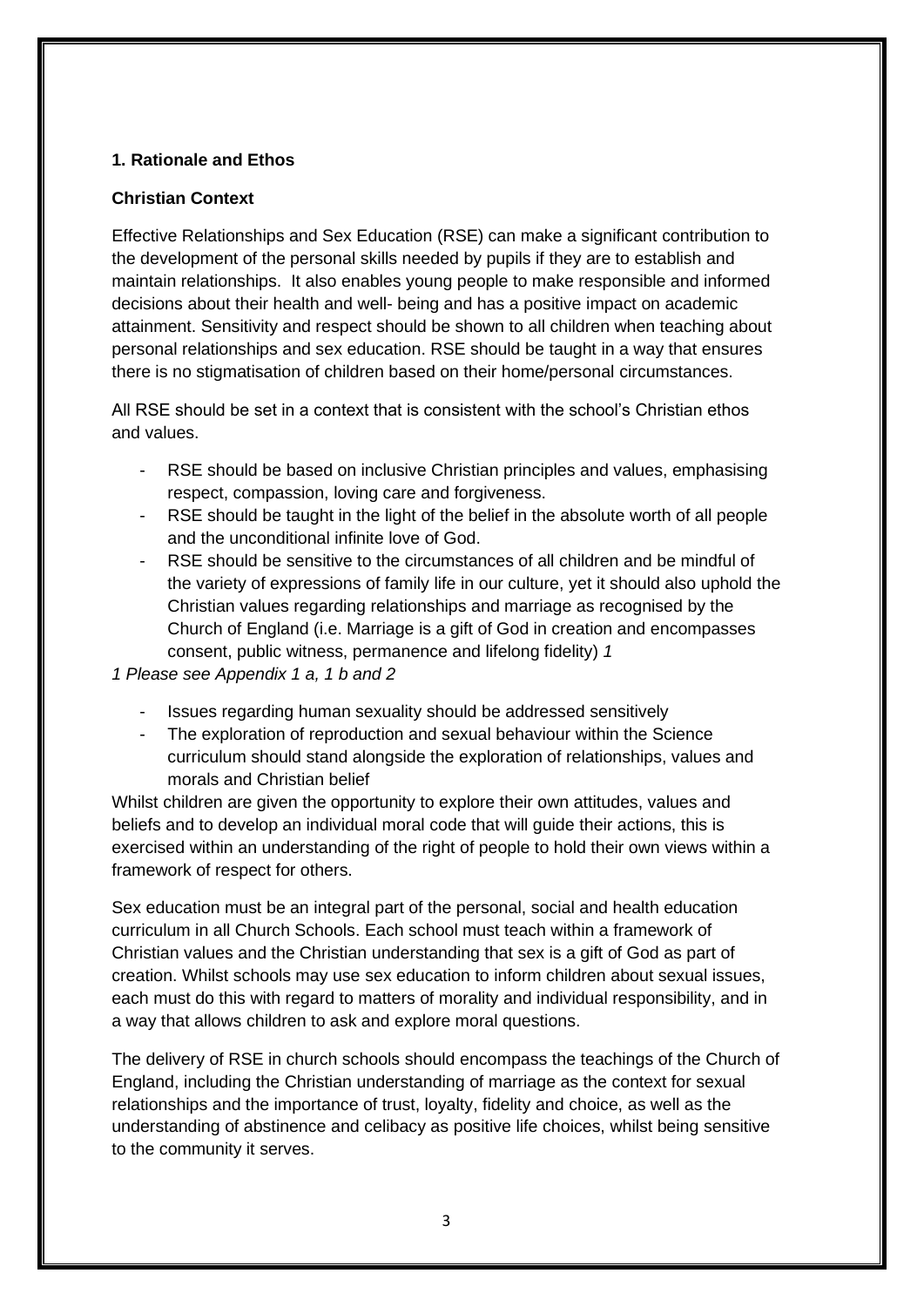### 1. Rationale and Ethos

#### Christian Context

Effective Relationships and Sex Education (RSE) can make a significant contribution to the development of the personal skills needed by pupils if they are to establish and maintain relationships. It also enables young people to make responsible and informed decisions about their health and well- being and has a positive impact on academic attainment. Sensitivity and respect should be shown to all children when teaching about personal relationships and sex education. RSE should be taught in a way that ensures there is no stigmatisation of children based on their home/personal circumstances.

All RSE should be set in a context that is consistent with the school's Christian ethos and values.

- RSE should be based on inclusive Christian principles and values, emphasising respect, compassion, loving care and forgiveness.
- RSE should be taught in the light of the belief in the absolute worth of all people and the unconditional infinite love of God.
- RSE should be sensitive to the circumstances of all children and be mindful of the variety of expressions of family life in our culture, yet it should also uphold the Christian values regarding relationships and marriage as recognised by the Church of England (i.e. Marriage is a gift of God in creation and encompasses consent, public witness, permanence and lifelong fidelity) *1*

*1 Please see Appendix 1 a, 1 b and 2*

- Issues regarding human sexuality should be addressed sensitively
- The exploration of reproduction and sexual behaviour within the Science curriculum should stand alongside the exploration of relationships, values and morals and Christian belief

Whilst children are given the opportunity to explore their own attitudes, values and beliefs and to develop an individual moral code that will guide their actions, this is exercised within an understanding of the right of people to hold their own views within a framework of respect for others.

Sex education must be an integral part of the personal, social and health education curriculum in all Church Schools. Each school must teach within a framework of Christian values and the Christian understanding that sex is a gift of God as part of creation. Whilst schools may use sex education to inform children about sexual issues, each must do this with regard to matters of morality and individual responsibility, and in a way that allows children to ask and explore moral questions.

The delivery of RSE in church schools should encompass the teachings of the Church of England, including the Christian understanding of marriage as the context for sexual relationships and the importance of trust, loyalty, fidelity and choice, as well as the understanding of abstinence and celibacy as positive life choices, whilst being sensitive to the community it serves.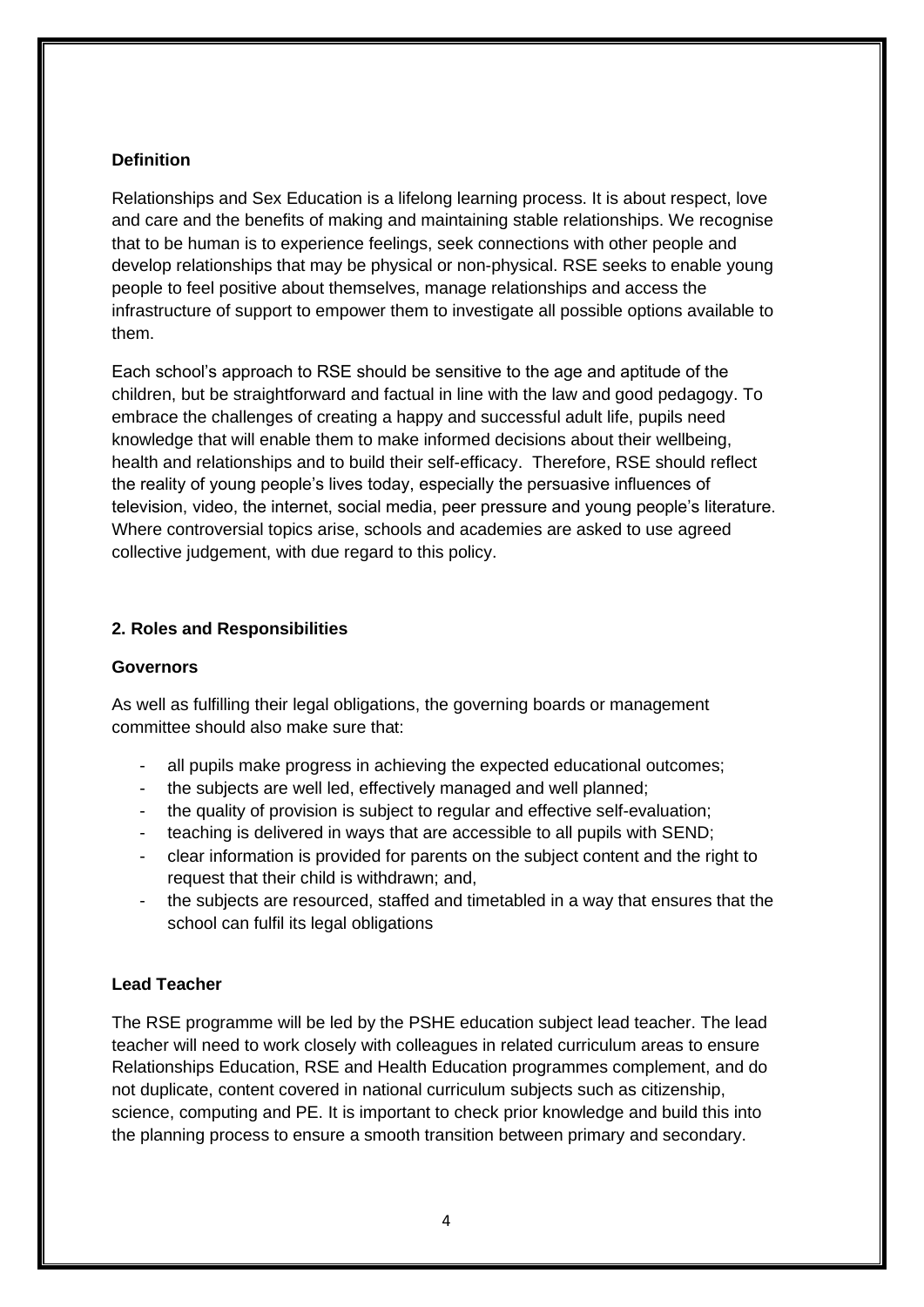### Definition

Relationships and Sex Education is a lifelong learning process. It is about respect, love and care and the benefits of making and maintaining stable relationships. We recognise that to be human is to experience feelings, seek connections with other people and develop relationships that may be physical or non-physical. RSE seeks to enable young people to feel positive about themselves, manage relationships and access the infrastructure of support to empower them to investigate all possible options available to them.

Each school's approach to RSE should be sensitive to the age and aptitude of the children, but be straightforward and factual in line with the law and good pedagogy. To embrace the challenges of creating a happy and successful adult life, pupils need knowledge that will enable them to make informed decisions about their wellbeing, health and relationships and to build their self-efficacy. Therefore, RSE should reflect the reality of young people's lives today, especially the persuasive influences of television, video, the internet, social media, peer pressure and young people's literature. Where controversial topics arise, schools and academies are asked to use agreed collective judgement, with due regard to this policy.

## 2. Roles and Responsibilities

### Governors

As well as fulfilling their legal obligations, the governing boards or management committee should also make sure that:

- all pupils make progress in achieving the expected educational outcomes;
- the subjects are well led, effectively managed and well planned;
- the quality of provision is subject to regular and effective self-evaluation;
- teaching is delivered in ways that are accessible to all pupils with SEND;
- clear information is provided for parents on the subject content and the right to request that their child is withdrawn; and,
- the subjects are resourced, staffed and timetabled in a way that ensures that the school can fulfil its legal obligations

### Lead Teacher

The RSE programme will be led by the PSHE education subject lead teacher. The lead teacher will need to work closely with colleagues in related curriculum areas to ensure Relationships Education, RSE and Health Education programmes complement, and do not duplicate, content covered in national curriculum subjects such as citizenship, science, computing and PE. It is important to check prior knowledge and build this into the planning process to ensure a smooth transition between primary and secondary.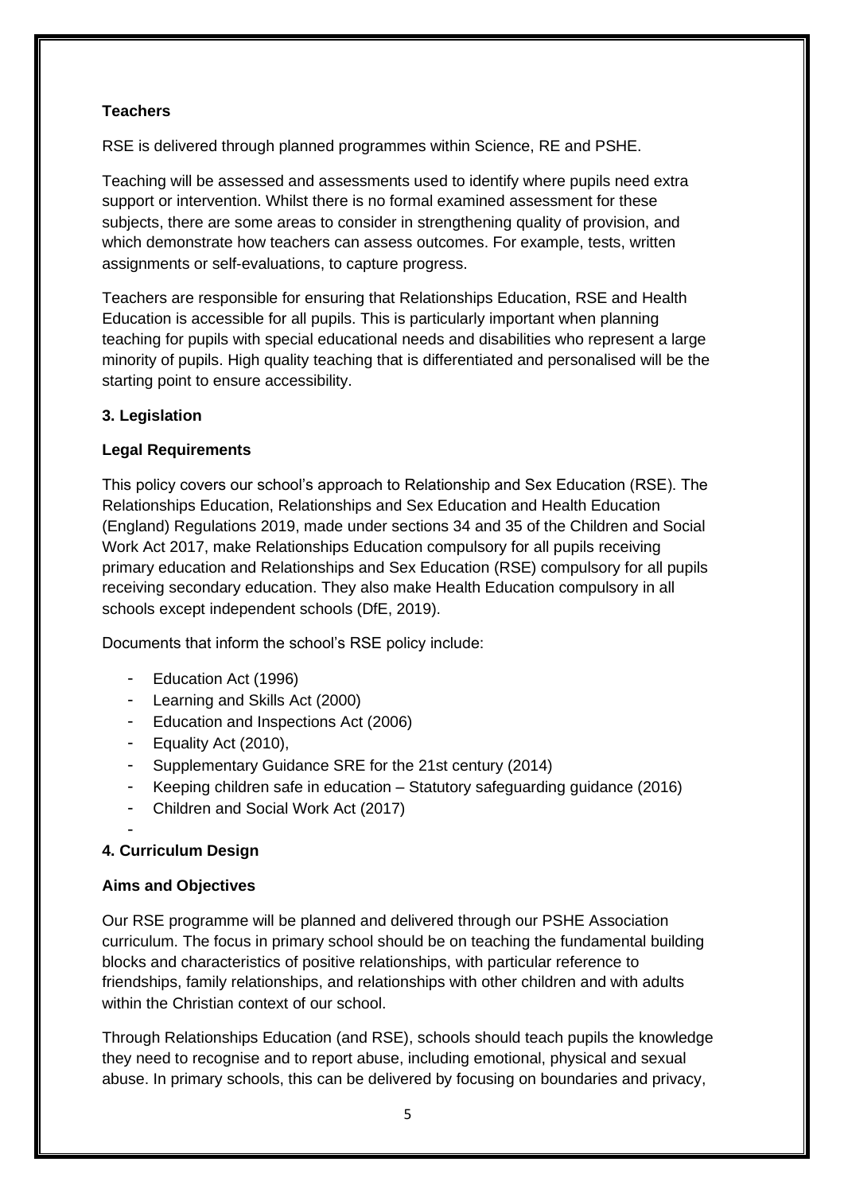**Teachers**

RSE is delivered through planned programmes within Science, RE and PSHE.

Teaching will be assessed and assessments used to identify where pupils need extra support or intervention. Whilst there is no formal examined assessment for these subjects, there are some areas to consider in strengthening quality of provision, and which demonstrate how teachers can assess outcomes. For example, tests, written assignments or self-evaluations, to capture progress.

Teachers are responsible for ensuring that Relationships Education, RSE and Health Education is accessible for all pupils. This is particularly important when planning teaching for pupils with special educational needs and disabilities who represent a large minority of pupils. High quality teaching that is differentiated and personalised will be the starting point to ensure accessibility.

## 3. Legislation

**Legal Requirements**

This policy covers our school's approach to Relationship and Sex Education (RSE). The Relationships Education, Relationships and Sex Education and Health Education (England) Regulations 2019, made under sections 34 and 35 of the Children and Social Work Act 2017, make Relationships Education compulsory for all pupils receiving primary education and Relationships and Sex Education (RSE) compulsory for all pupils receiving secondary education. They also make Health Education compulsory in all schools except independent schools (DfE, 2019).

Documents that inform the school's RSE policy include:

- Education Act (1996)
- Learning and Skills Act (2000)
- Education and Inspections Act (2006)
- Equality Act (2010),
- Supplementary Guidance SRE for the 21st century (2014)
- Keeping children safe in education – Statutory safeguarding guidance (2016)
- Children and Social Work Act (2017)

## 4. Curriculum Design

**Aims and Objectives**

Our RSE programme will be planned and delivered through our PSHE Association curriculum. The focus in primary school should be on teaching the fundamental building blocks and characteristics of positive relationships, with particular reference to friendships, family relationships, and relationships with other children and with adults within the Christian context of our school.

Through Relationships Education (and RSE), schools should teach pupils the knowledge they need to recognise and to report abuse, including emotional, physical and sexual abuse. In primary schools, this can be delivered by focusing on boundaries and privacy,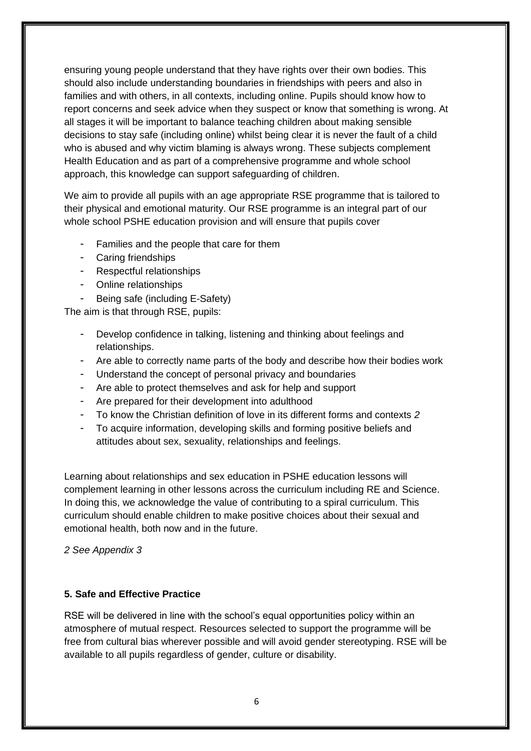ensuring young people understand that they have rights over their own bodies. This should also include understanding boundaries in friendships with peers and also in families and with others, in all contexts, including online. Pupils should know how to report concerns and seek advice when they suspect or know that something is wrong. At all stages it will be important to balance teaching children about making sensible decisions to stay safe (including online) whilst being clear it is never the fault of a child who is abused and why victim blaming is always wrong. These subjects complement Health Education and as part of a comprehensive programme and whole school approach, this knowledge can support safeguarding of children.

We aim to provide all pupils with an age appropriate RSE programme that is tailored to their physical and emotional maturity. Our RSE programme is an integral part of our whole school PSHE education provision and will ensure that pupils cover

- Families and the people that care for them
- Caring friendships
- Respectful relationships
- Online relationships
- Being safe (including E-Safety)

The aim is that through RSE, pupils:

- Develop confidence in talking, listening and thinking about feelings and relationships.
- Are able to correctly name parts of the body and describe how their bodies work
- Understand the concept of personal privacy and boundaries
- Are able to protect themselves and ask for help and support
- Are prepared for their development into adulthood
- To know the Christian definition of love in its different forms and contexts [2]
- To acquire information, developing skills and forming positive beliefs and attitudes about sex, sexuality, relationships and feelings.

Learning about relationships and sex education in PSHE education lessons will complement learning in other lessons across the curriculum including RE and Science. In doing this, we acknowledge the value of contributing to a spiral curriculum. This curriculum should enable children to make positive choices about their sexual and emotional health, both now and in the future.

*2 See Appendix 3*

**5. Safe and Effective Practice**

RSE will be delivered in line with the school's equal opportunities policy within an atmosphere of mutual respect. Resources selected to support the programme will be free from cultural bias wherever possible and will avoid gender stereotyping. RSE will be available to all pupils regardless of gender, culture or disability.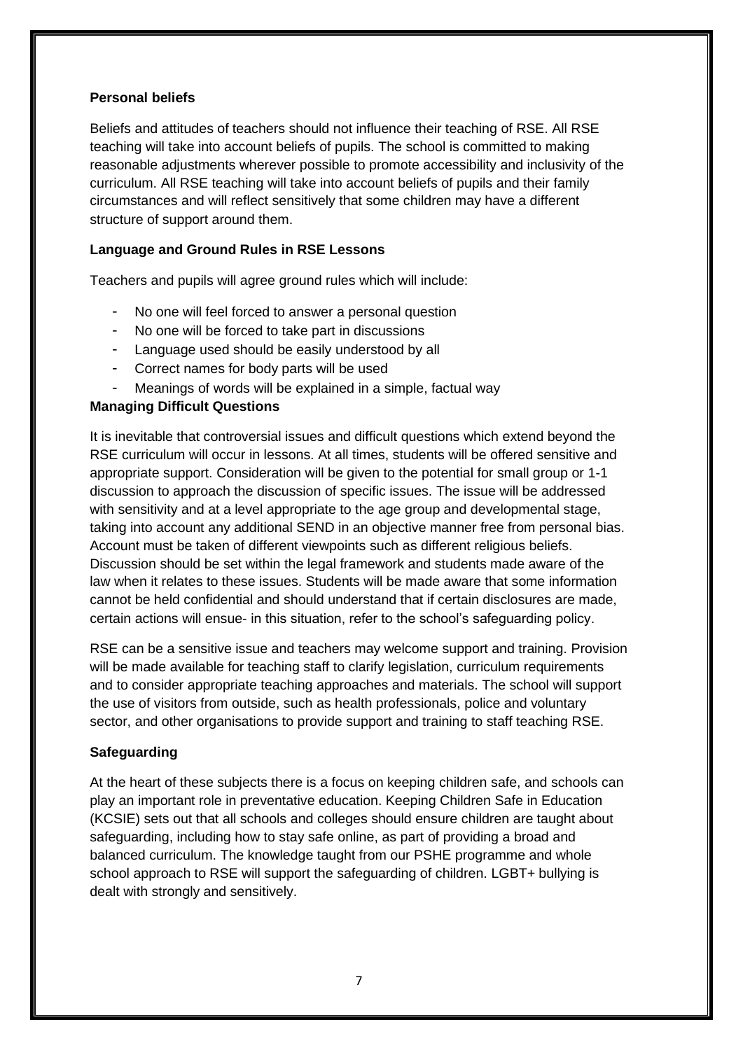**Personal beliefs**

Beliefs and attitudes of teachers should not influence their teaching of RSE. All RSE teaching will take into account beliefs of pupils. The school is committed to making reasonable adjustments wherever possible to promote accessibility and inclusivity of the curriculum. All RSE teaching will take into account beliefs of pupils and their family circumstances and will reflect sensitively that some children may have a different structure of support around them.

**Language and Ground Rules in RSE Lessons**

Teachers and pupils will agree ground rules which will include:

- No one will feel forced to answer a personal question
- No one will be forced to take part in discussions
- Language used should be easily understood by all
- Correct names for body parts will be used
- Meanings of words will be explained in a simple, factual way

**Managing Difficult Questions**

It is inevitable that controversial issues and difficult questions which extend beyond the RSE curriculum will occur in lessons. At all times, students will be offered sensitive and appropriate support. Consideration will be given to the potential for small group or 1-1 discussion to approach the discussion of specific issues. The issue will be addressed with sensitivity and at a level appropriate to the age group and developmental stage, taking into account any additional SEND in an objective manner free from personal bias. Account must be taken of different viewpoints such as different religious beliefs. Discussion should be set within the legal framework and students made aware of the law when it relates to these issues. Students will be made aware that some information cannot be held confidential and should understand that if certain disclosures are made, certain actions will ensue- in this situation, refer to the school's safeguarding policy.

RSE can be a sensitive issue and teachers may welcome support and training. Provision will be made available for teaching staff to clarify legislation, curriculum requirements and to consider appropriate teaching approaches and materials. The school will support the use of visitors from outside, such as health professionals, police and voluntary sector, and other organisations to provide support and training to staff teaching RSE.

**Safeguarding**

At the heart of these subjects there is a focus on keeping children safe, and schools can play an important role in preventative education. Keeping Children Safe in Education (KCSIE) sets out that all schools and colleges should ensure children are taught about safeguarding, including how to stay safe online, as part of providing a broad and balanced curriculum. The knowledge taught from our PSHE programme and whole school approach to RSE will support the safeguarding of children. LGBT+ bullying is dealt with strongly and sensitively.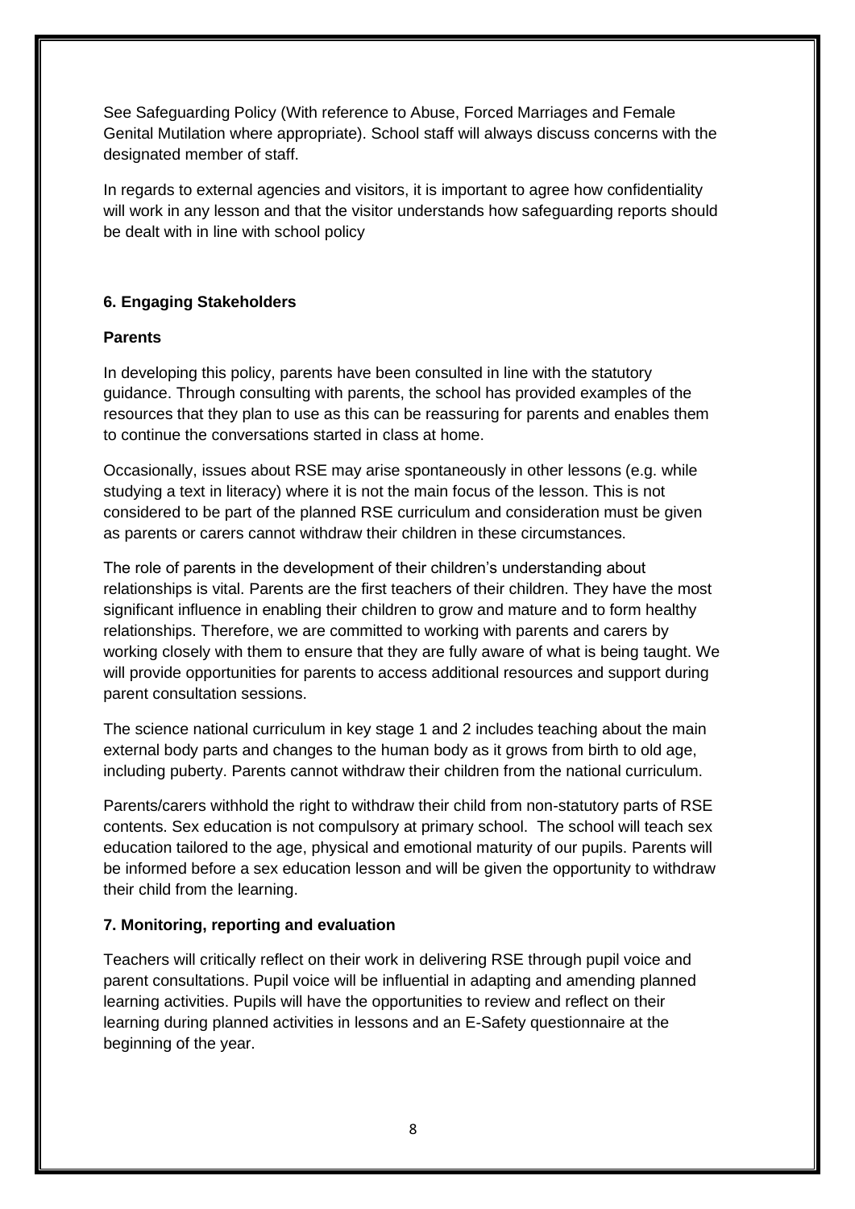See Safeguarding Policy (With reference to Abuse, Forced Marriages and Female Genital Mutilation where appropriate). School staff will always discuss concerns with the designated member of staff.

In regards to external agencies and visitors, it is important to agree how confidentiality will work in any lesson and that the visitor understands how safeguarding reports should be dealt with in line with school policy

## 6. Engaging Stakeholders

### Parents

In developing this policy, parents have been consulted in line with the statutory guidance. Through consulting with parents, the school has provided examples of the resources that they plan to use as this can be reassuring for parents and enables them to continue the conversations started in class at home.

Occasionally, issues about RSE may arise spontaneously in other lessons (e.g. while studying a text in literacy) where it is not the main focus of the lesson. This is not considered to be part of the planned RSE curriculum and consideration must be given as parents or carers cannot withdraw their children in these circumstances.

The role of parents in the development of their children's understanding about relationships is vital. Parents are the first teachers of their children. They have the most significant influence in enabling their children to grow and mature and to form healthy relationships. Therefore, we are committed to working with parents and carers by working closely with them to ensure that they are fully aware of what is being taught. We will provide opportunities for parents to access additional resources and support during parent consultation sessions.

The science national curriculum in key stage 1 and 2 includes teaching about the main external body parts and changes to the human body as it grows from birth to old age, including puberty. Parents cannot withdraw their children from the national curriculum.

Parents/carers withhold the right to withdraw their child from non-statutory parts of RSE contents. Sex education is not compulsory at primary school. The school will teach sex education tailored to the age, physical and emotional maturity of our pupils. Parents will be informed before a sex education lesson and will be given the opportunity to withdraw their child from the learning.

## 7. Monitoring, reporting and evaluation

Teachers will critically reflect on their work in delivering RSE through pupil voice and parent consultations. Pupil voice will be influential in adapting and amending planned learning activities. Pupils will have the opportunities to review and reflect on their learning during planned activities in lessons and an E-Safety questionnaire at the beginning of the year.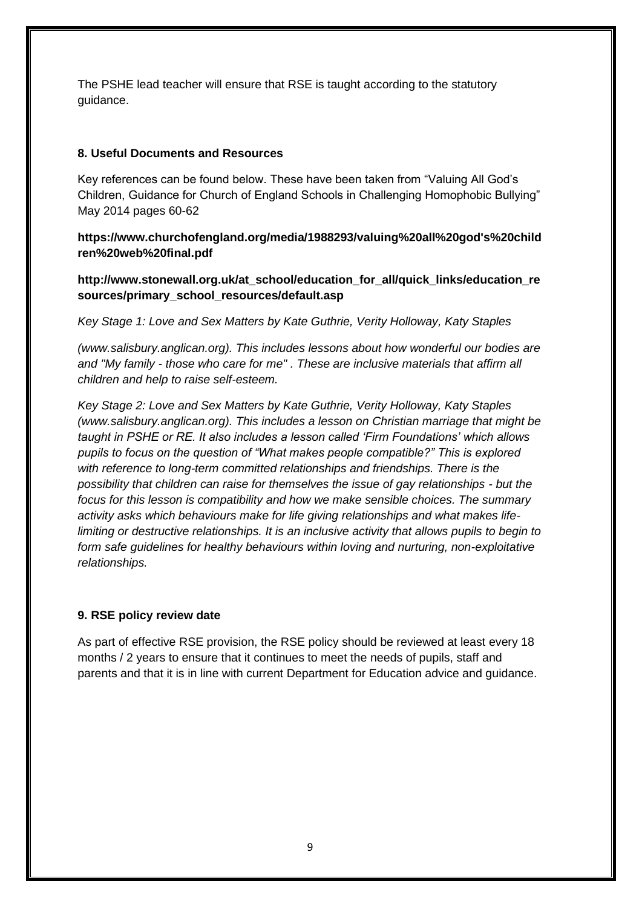The PSHE lead teacher will ensure that RSE is taught according to the statutory guidance.

## 8. Useful Documents and Resources

Key references can be found below. These have been taken from "Valuing All God's Children, Guidance for Church of England Schools in Challenging Homophobic Bullying" May 2014 pages 60-62

**https://www.churchofengland.org/media/1988293/valuing%20all%20god's%20children%20web%20final.pdf**

**http://www.stonewall.org.uk/at_school/education_for_all/quick_links/education_resources/primary_school_resources/default.asp**

*Key Stage 1: Love and Sex Matters by Kate Guthrie, Verity Holloway, Katy Staples*

*(www.salisbury.anglican.org). This includes lessons about how wonderful our bodies are and "My family - those who care for me" . These are inclusive materials that affirm all children and help to raise self-esteem.*

*Key Stage 2: Love and Sex Matters by Kate Guthrie, Verity Holloway, Katy Staples (www.salisbury.anglican.org). This includes a lesson on Christian marriage that might be taught in PSHE or RE. It also includes a lesson called 'Firm Foundations' which allows pupils to focus on the question of "What makes people compatible?" This is explored with reference to long-term committed relationships and friendships. There is the possibility that children can raise for themselves the issue of gay relationships - but the focus for this lesson is compatibility and how we make sensible choices. The summary activity asks which behaviours make for life giving relationships and what makes life-limiting or destructive relationships. It is an inclusive activity that allows pupils to begin to form safe guidelines for healthy behaviours within loving and nurturing, non-exploitative relationships.*

## 9. RSE policy review date

As part of effective RSE provision, the RSE policy should be reviewed at least every 18 months / 2 years to ensure that it continues to meet the needs of pupils, staff and parents and that it is in line with current Department for Education advice and guidance.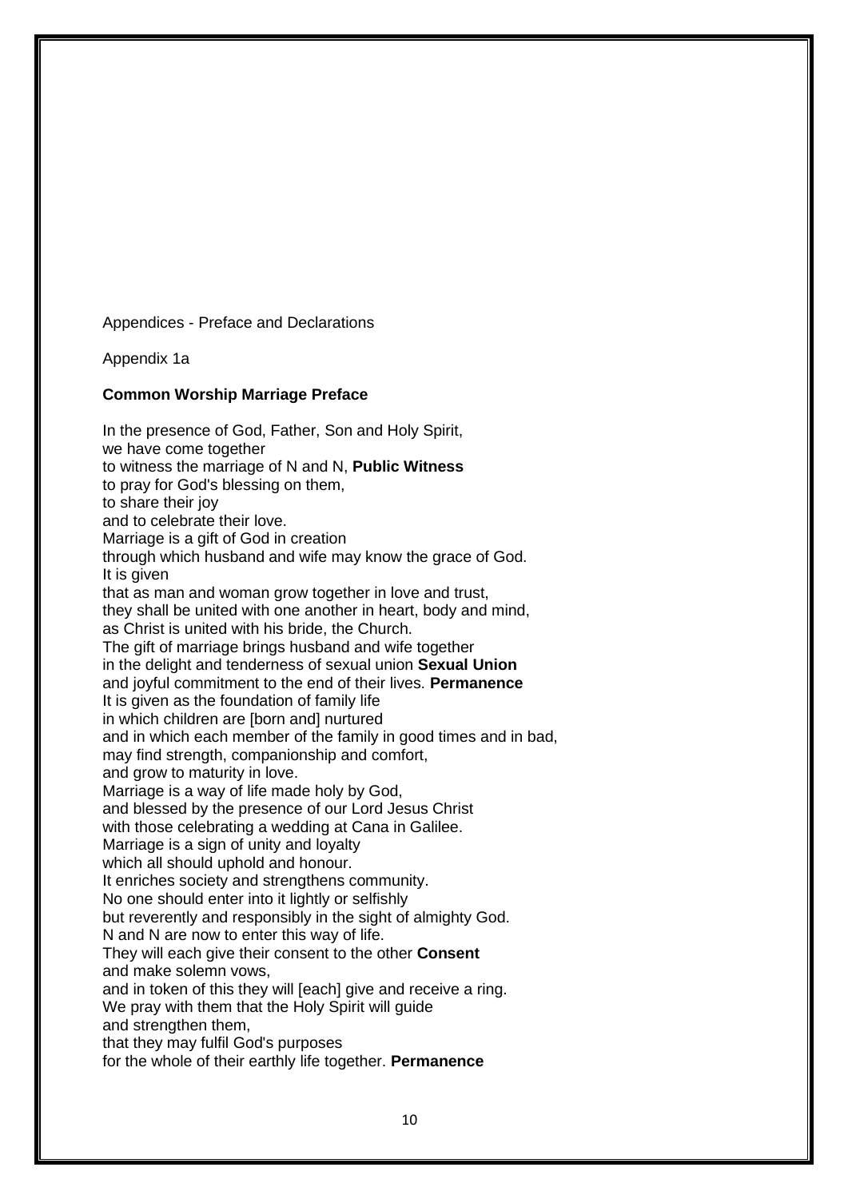Appendices - Preface and Declarations

Appendix 1a

**Common Worship Marriage Preface**

In the presence of God, Father, Son and Holy Spirit,
we have come together
to witness the marriage of N and N, **Public Witness**
to pray for God's blessing on them,
to share their joy
and to celebrate their love.
Marriage is a gift of God in creation
through which husband and wife may know the grace of God.
It is given
that as man and woman grow together in love and trust,
they shall be united with one another in heart, body and mind,
as Christ is united with his bride, the Church.
The gift of marriage brings husband and wife together
in the delight and tenderness of sexual union **Sexual Union**
and joyful commitment to the end of their lives. **Permanence**
It is given as the foundation of family life
in which children are [born and] nurtured
and in which each member of the family in good times and in bad,
may find strength, companionship and comfort,
and grow to maturity in love.
Marriage is a way of life made holy by God,
and blessed by the presence of our Lord Jesus Christ
with those celebrating a wedding at Cana in Galilee.
Marriage is a sign of unity and loyalty
which all should uphold and honour.
It enriches society and strengthens community.
No one should enter into it lightly or selfishly
but reverently and responsibly in the sight of almighty God.
N and N are now to enter this way of life.
They will each give their consent to the other **Consent**
and make solemn vows,
and in token of this they will [each] give and receive a ring.
We pray with them that the Holy Spirit will guide
and strengthen them,
that they may fulfil God's purposes
for the whole of their earthly life together. **Permanence**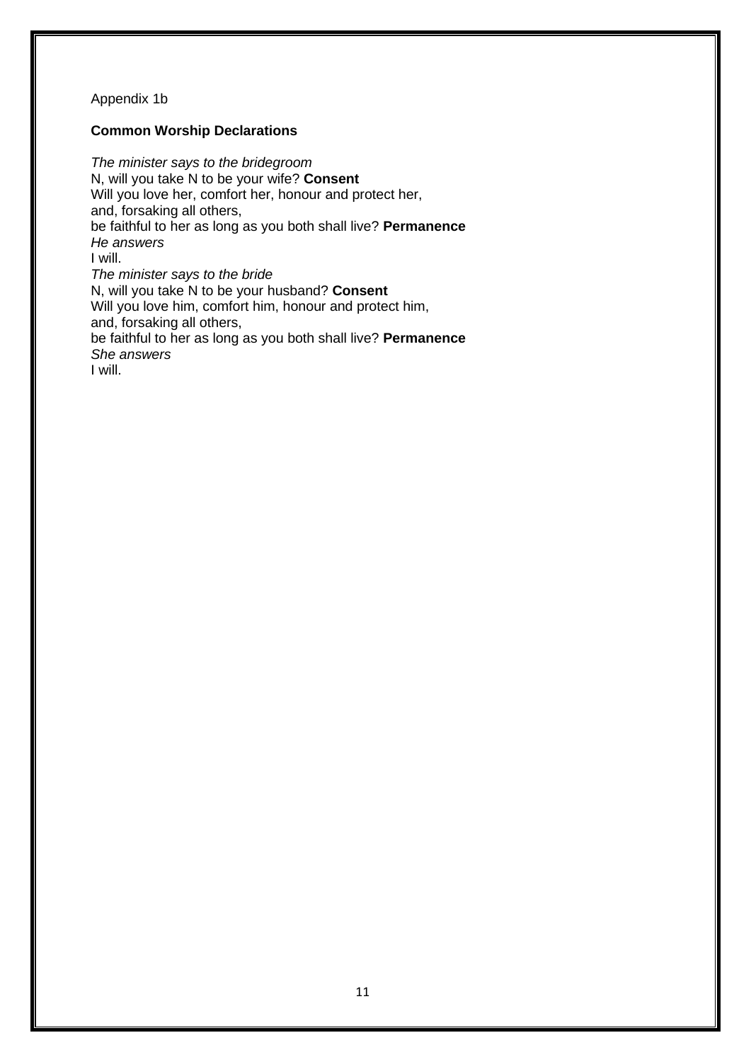Appendix 1b

**Common Worship Declarations**

*The minister says to the bridegroom*
N, will you take N to be your wife? **Consent**
Will you love her, comfort her, honour and protect her,
and, forsaking all others,
be faithful to her as long as you both shall live? **Permanence**
*He answers*
I will.
*The minister says to the bride*
N, will you take N to be your husband? **Consent**
Will you love him, comfort him, honour and protect him,
and, forsaking all others,
be faithful to her as long as you both shall live? **Permanence**
*She answers*
I will.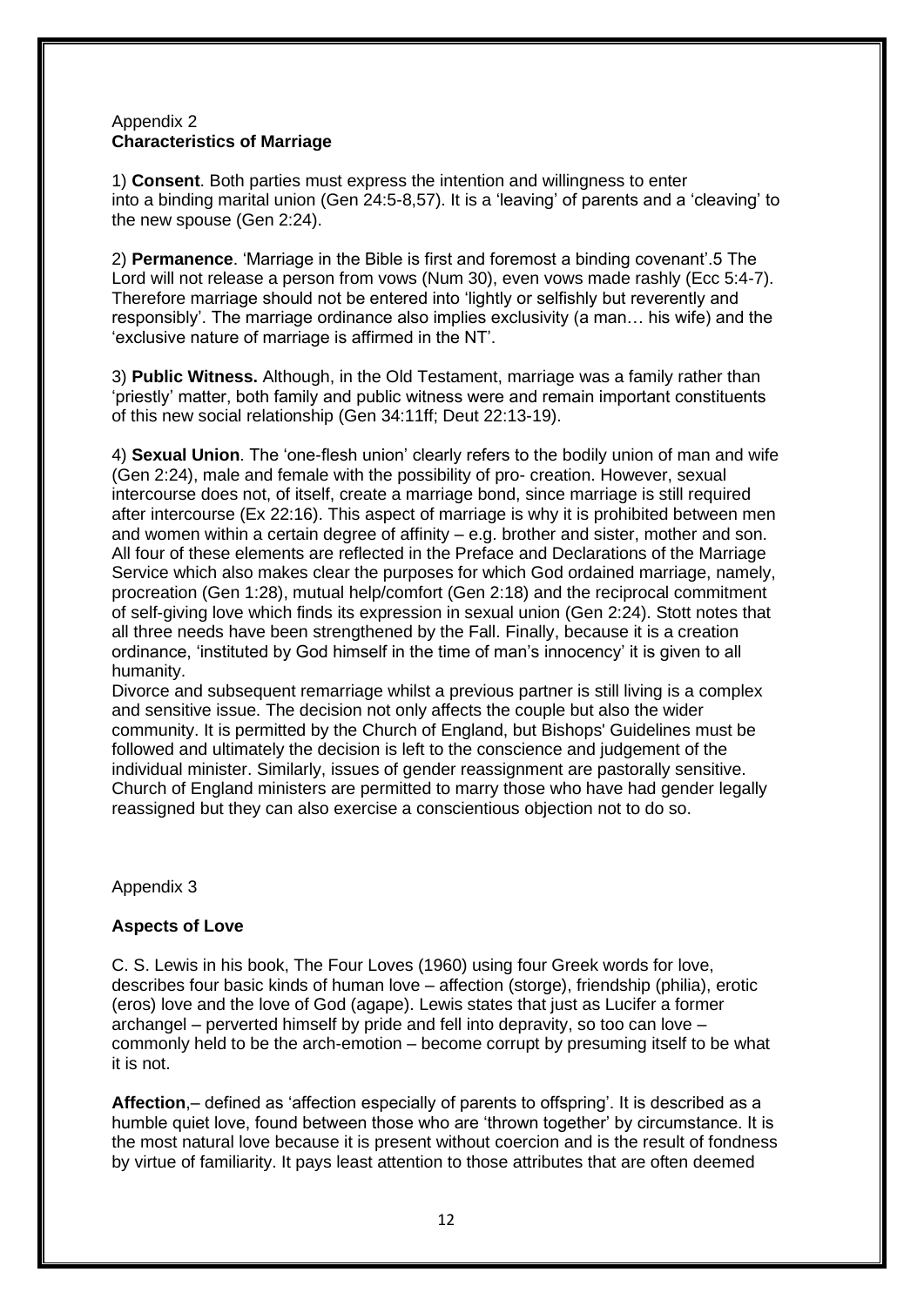Appendix 2
**Characteristics of Marriage**

1) **Consent**. Both parties must express the intention and willingness to enter into a binding marital union (Gen 24:5-8,57). It is a 'leaving' of parents and a 'cleaving' to the new spouse (Gen 2:24).

2) **Permanence**. 'Marriage in the Bible is first and foremost a binding covenant'.5 The Lord will not release a person from vows (Num 30), even vows made rashly (Ecc 5:4-7). Therefore marriage should not be entered into 'lightly or selfishly but reverently and responsibly'. The marriage ordinance also implies exclusivity (a man… his wife) and the 'exclusive nature of marriage is affirmed in the NT'.

3) **Public Witness.** Although, in the Old Testament, marriage was a family rather than 'priestly' matter, both family and public witness were and remain important constituents of this new social relationship (Gen 34:11ff; Deut 22:13-19).

4) **Sexual Union**. The 'one-flesh union' clearly refers to the bodily union of man and wife (Gen 2:24), male and female with the possibility of pro- creation. However, sexual intercourse does not, of itself, create a marriage bond, since marriage is still required after intercourse (Ex 22:16). This aspect of marriage is why it is prohibited between men and women within a certain degree of affinity – e.g. brother and sister, mother and son. All four of these elements are reflected in the Preface and Declarations of the Marriage Service which also makes clear the purposes for which God ordained marriage, namely, procreation (Gen 1:28), mutual help/comfort (Gen 2:18) and the reciprocal commitment of self-giving love which finds its expression in sexual union (Gen 2:24). Stott notes that all three needs have been strengthened by the Fall. Finally, because it is a creation ordinance, 'instituted by God himself in the time of man's innocency' it is given to all humanity.
Divorce and subsequent remarriage whilst a previous partner is still living is a complex and sensitive issue. The decision not only affects the couple but also the wider community. It is permitted by the Church of England, but Bishops' Guidelines must be followed and ultimately the decision is left to the conscience and judgement of the individual minister. Similarly, issues of gender reassignment are pastorally sensitive. Church of England ministers are permitted to marry those who have had gender legally reassigned but they can also exercise a conscientious objection not to do so.

Appendix 3

**Aspects of Love**

C. S. Lewis in his book, The Four Loves (1960) using four Greek words for love, describes four basic kinds of human love – affection (storge), friendship (philia), erotic (eros) love and the love of God (agape). Lewis states that just as Lucifer a former archangel – perverted himself by pride and fell into depravity, so too can love – commonly held to be the arch-emotion – become corrupt by presuming itself to be what it is not.

**Affection**,– defined as 'affection especially of parents to offspring'. It is described as a humble quiet love, found between those who are 'thrown together' by circumstance. It is the most natural love because it is present without coercion and is the result of fondness by virtue of familiarity. It pays least attention to those attributes that are often deemed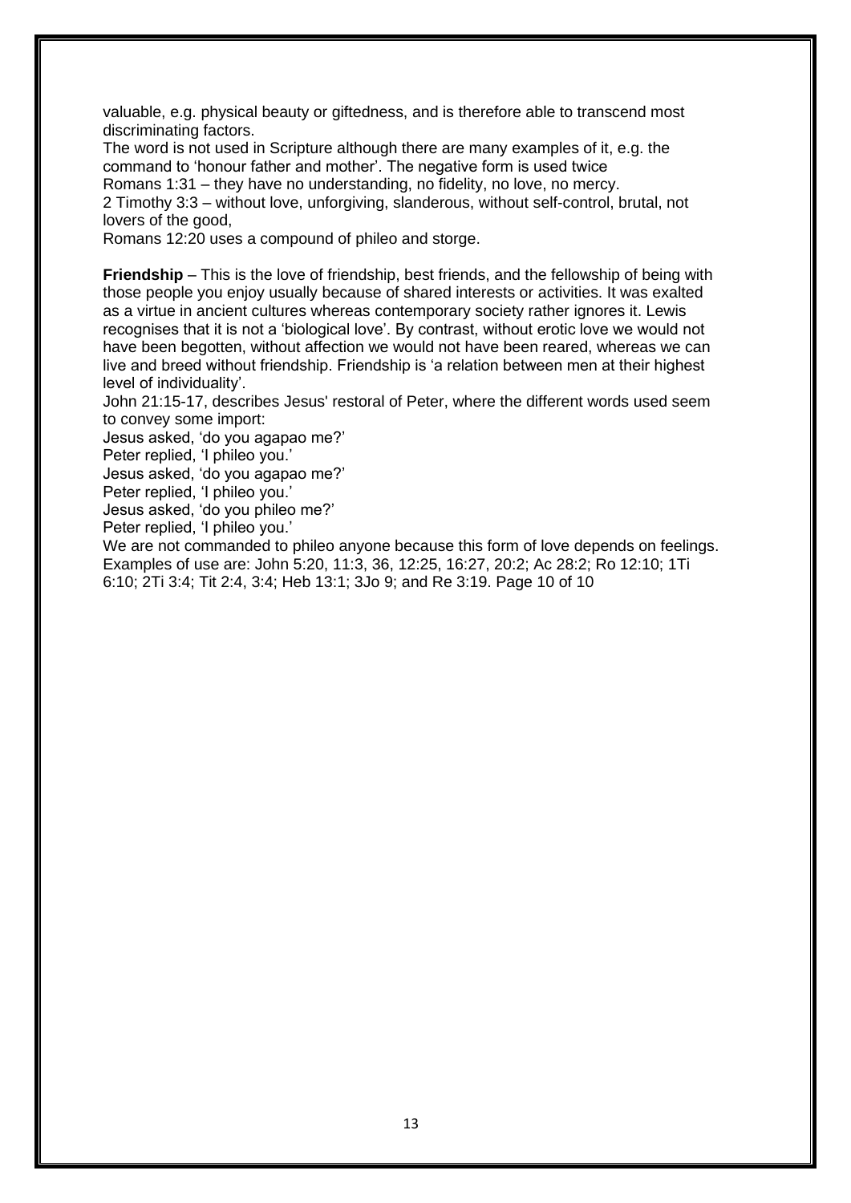valuable, e.g. physical beauty or giftedness, and is therefore able to transcend most discriminating factors.
The word is not used in Scripture although there are many examples of it, e.g. the command to 'honour father and mother'. The negative form is used twice
Romans 1:31 – they have no understanding, no fidelity, no love, no mercy.
2 Timothy 3:3 – without love, unforgiving, slanderous, without self-control, brutal, not lovers of the good,
Romans 12:20 uses a compound of phileo and storge.

**Friendship** – This is the love of friendship, best friends, and the fellowship of being with those people you enjoy usually because of shared interests or activities. It was exalted as a virtue in ancient cultures whereas contemporary society rather ignores it. Lewis recognises that it is not a 'biological love'. By contrast, without erotic love we would not have been begotten, without affection we would not have been reared, whereas we can live and breed without friendship. Friendship is 'a relation between men at their highest level of individuality'.
John 21:15-17, describes Jesus' restoral of Peter, where the different words used seem to convey some import:
Jesus asked, 'do you agapao me?'
Peter replied, 'I phileo you.'
Jesus asked, 'do you agapao me?'
Peter replied, 'I phileo you.'
Jesus asked, 'do you phileo me?'
Peter replied, 'I phileo you.'
We are not commanded to phileo anyone because this form of love depends on feelings. Examples of use are: John 5:20, 11:3, 36, 12:25, 16:27, 20:2; Ac 28:2; Ro 12:10; 1Ti 6:10; 2Ti 3:4; Tit 2:4, 3:4; Heb 13:1; 3Jo 9; and Re 3:19.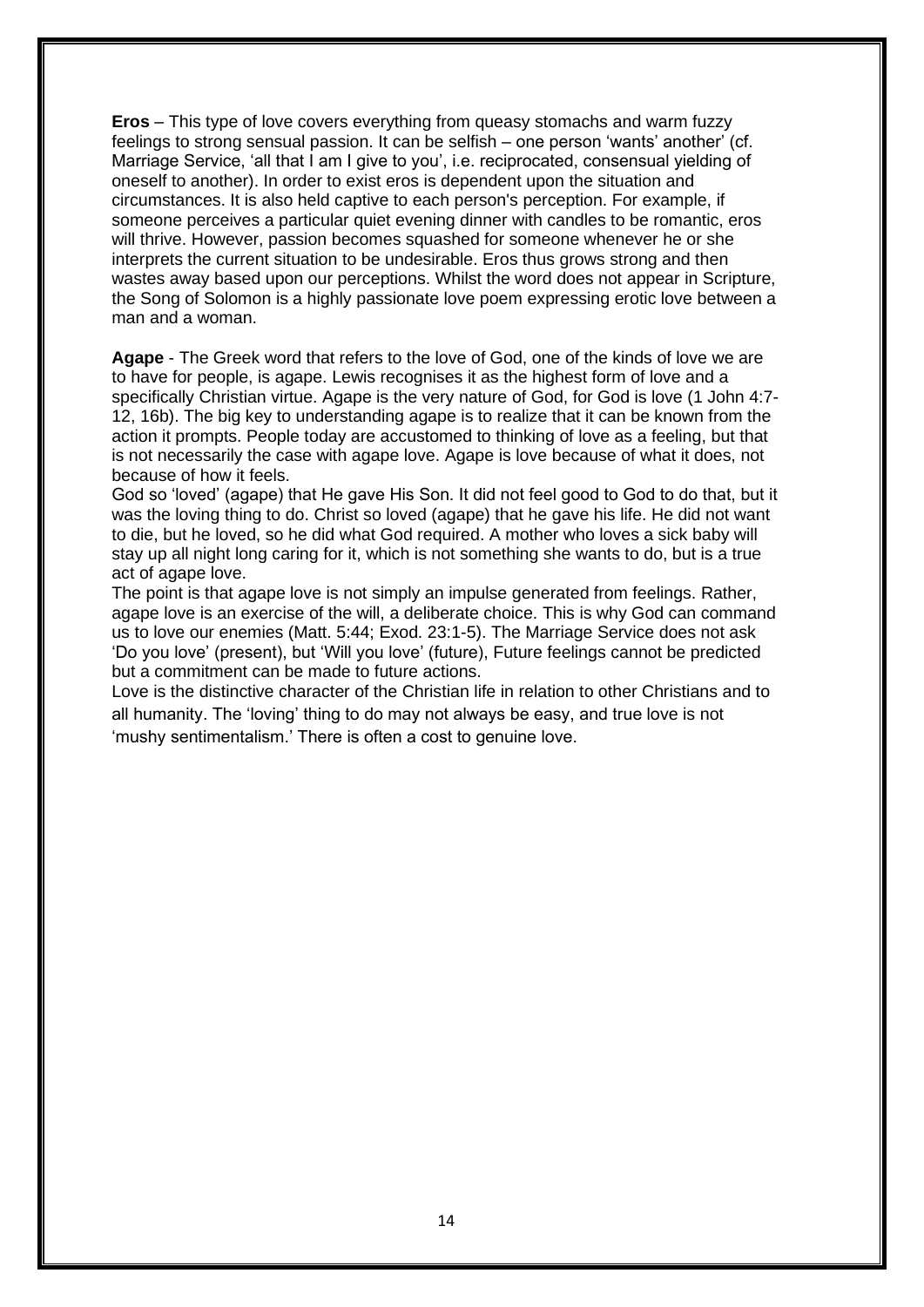**Eros** – This type of love covers everything from queasy stomachs and warm fuzzy feelings to strong sensual passion. It can be selfish – one person 'wants' another' (cf. Marriage Service, 'all that I am I give to you', i.e. reciprocated, consensual yielding of oneself to another). In order to exist eros is dependent upon the situation and circumstances. It is also held captive to each person's perception. For example, if someone perceives a particular quiet evening dinner with candles to be romantic, eros will thrive. However, passion becomes squashed for someone whenever he or she interprets the current situation to be undesirable. Eros thus grows strong and then wastes away based upon our perceptions. Whilst the word does not appear in Scripture, the Song of Solomon is a highly passionate love poem expressing erotic love between a man and a woman.

**Agape** - The Greek word that refers to the love of God, one of the kinds of love we are to have for people, is agape. Lewis recognises it as the highest form of love and a specifically Christian virtue. Agape is the very nature of God, for God is love (1 John 4:7-12, 16b). The big key to understanding agape is to realize that it can be known from the action it prompts. People today are accustomed to thinking of love as a feeling, but that is not necessarily the case with agape love. Agape is love because of what it does, not because of how it feels.

God so 'loved' (agape) that He gave His Son. It did not feel good to God to do that, but it was the loving thing to do. Christ so loved (agape) that he gave his life. He did not want to die, but he loved, so he did what God required. A mother who loves a sick baby will stay up all night long caring for it, which is not something she wants to do, but is a true act of agape love.

The point is that agape love is not simply an impulse generated from feelings. Rather, agape love is an exercise of the will, a deliberate choice. This is why God can command us to love our enemies (Matt. 5:44; Exod. 23:1-5). The Marriage Service does not ask 'Do you love' (present), but 'Will you love' (future), Future feelings cannot be predicted but a commitment can be made to future actions.

Love is the distinctive character of the Christian life in relation to other Christians and to all humanity. The 'loving' thing to do may not always be easy, and true love is not 'mushy sentimentalism.' There is often a cost to genuine love.